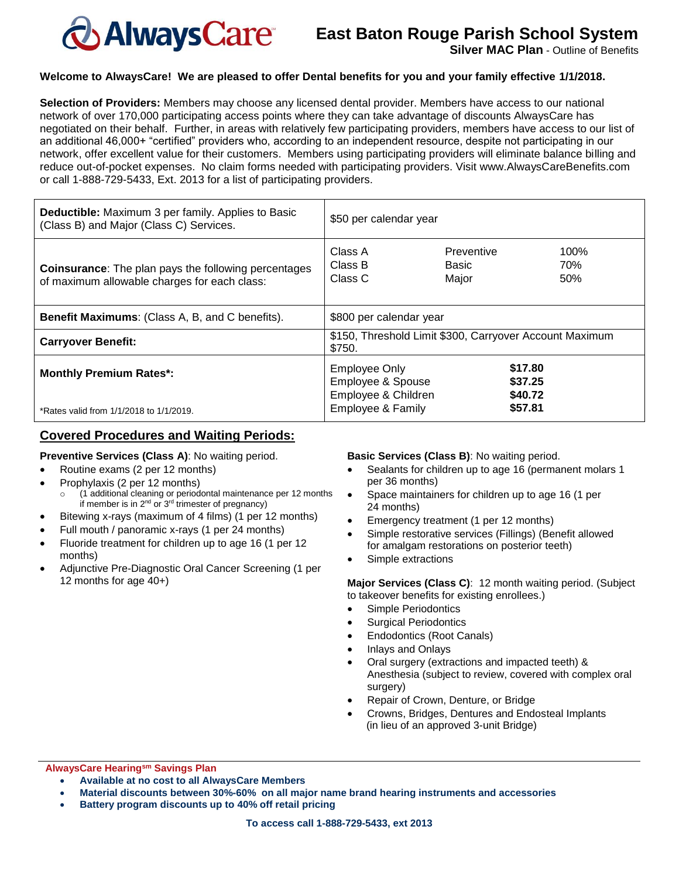AlwaysCare

# East Baton Rouge Parish School System

**Silver MAC Plan** - Outline of Benefits

**Welcome to AlwaysCare! We are pleased to offer Dental benefits for you and your family effective 1/1/2018.**

**Selection of Providers:** Members may choose any licensed dental provider. Members have access to our national network of over 170,000 participating access points where they can take advantage of discounts AlwaysCare has negotiated on their behalf. Further, in areas with relatively few participating providers, members have access to our list of an additional 46,000+ "certified" providers who, according to an independent resource, despite not participating in our network, offer excellent value for their customers. Members using participating providers will eliminate balance billing and reduce out-of-pocket expenses. No claim forms needed with participating providers. Visit www.AlwaysCareBenefits.com or call 1-888-729-5433, Ext. 2013 for a list of participating providers.

| | |
|---|---|
| **Deductible:** Maximum 3 per family. Applies to Basic (Class B) and Major (Class C) Services. | $50 per calendar year |
| **Coinsurance**: The plan pays the following percentages of maximum allowable charges for each class: | Class A — Preventive — 100%<br>Class B — Basic — 70%<br>Class C — Major — 50% |
| **Benefit Maximums**: (Class A, B, and C benefits). | $800 per calendar year |
| **Carryover Benefit:** | $150, Threshold Limit $300, Carryover Account Maximum $750. |
| **Monthly Premium Rates\*:**<br><br>\*Rates valid from 1/1/2018 to 1/1/2019. | Employee Only — **$17.80**<br>Employee & Spouse — **$37.25**<br>Employee & Children — **$40.72**<br>Employee & Family — **$57.81** |

## Covered Procedures and Waiting Periods:

**Preventive Services (Class A)**: No waiting period.

- Routine exams (2 per 12 months)
- Prophylaxis (2 per 12 months)
  - (1 additional cleaning or periodontal maintenance per 12 months if member is in 2nd or 3rd trimester of pregnancy)
- Bitewing x-rays (maximum of 4 films) (1 per 12 months)
- Full mouth / panoramic x-rays (1 per 24 months)
- Fluoride treatment for children up to age 16 (1 per 12 months)
- Adjunctive Pre-Diagnostic Oral Cancer Screening (1 per 12 months for age 40+)

**Basic Services (Class B)**: No waiting period.

- Sealants for children up to age 16 (permanent molars 1 per 36 months)
- Space maintainers for children up to age 16 (1 per 24 months)
- Emergency treatment (1 per 12 months)
- Simple restorative services (Fillings) (Benefit allowed for amalgam restorations on posterior teeth)
- Simple extractions

**Major Services (Class C)**: 12 month waiting period. (Subject to takeover benefits for existing enrollees.)

- Simple Periodontics
- Surgical Periodontics
- Endodontics (Root Canals)
- Inlays and Onlays
- Oral surgery (extractions and impacted teeth) & Anesthesia (subject to review, covered with complex oral surgery)
- Repair of Crown, Denture, or Bridge
- Crowns, Bridges, Dentures and Endosteal Implants (in lieu of an approved 3-unit Bridge)

**AlwaysCare Hearing[sm] Savings Plan**

- **Available at no cost to all AlwaysCare Members**
- **Material discounts between 30%-60% on all major name brand hearing instruments and accessories**
- **Battery program discounts up to 40% off retail pricing**

**To access call 1-888-729-5433, ext 2013**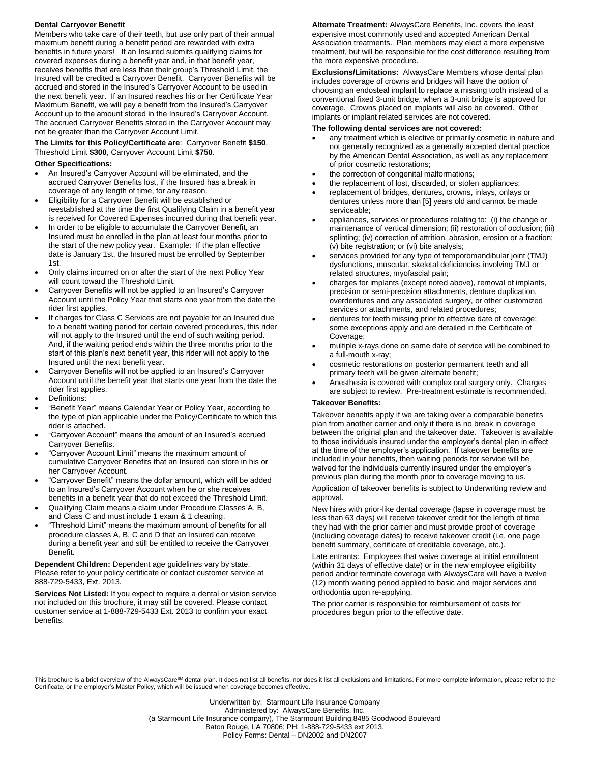**Dental Carryover Benefit**

Members who take care of their teeth, but use only part of their annual maximum benefit during a benefit period are rewarded with extra benefits in future years! If an Insured submits qualifying claims for covered expenses during a benefit year and, in that benefit year, receives benefits that are less than their group's Threshold Limit, the Insured will be credited a Carryover Benefit. Carryover Benefits will be accrued and stored in the Insured's Carryover Account to be used in the next benefit year. If an Insured reaches his or her Certificate Year Maximum Benefit, we will pay a benefit from the Insured's Carryover Account up to the amount stored in the Insured's Carryover Account. The accrued Carryover Benefits stored in the Carryover Account may not be greater than the Carryover Account Limit.

**The Limits for this Policy/Certificate are**: Carryover Benefit **$150**, Threshold Limit **$300**, Carryover Account Limit **$750**.

**Other Specifications:**

- An Insured's Carryover Account will be eliminated, and the accrued Carryover Benefits lost, if the Insured has a break in coverage of any length of time, for any reason.
- Eligibility for a Carryover Benefit will be established or reestablished at the time the first Qualifying Claim in a benefit year is received for Covered Expenses incurred during that benefit year.
- In order to be eligible to accumulate the Carryover Benefit, an Insured must be enrolled in the plan at least four months prior to the start of the new policy year. Example: If the plan effective date is January 1st, the Insured must be enrolled by September 1st.
- Only claims incurred on or after the start of the next Policy Year will count toward the Threshold Limit.
- Carryover Benefits will not be applied to an Insured's Carryover Account until the Policy Year that starts one year from the date the rider first applies.
- If charges for Class C Services are not payable for an Insured due to a benefit waiting period for certain covered procedures, this rider will not apply to the Insured until the end of such waiting period. And, if the waiting period ends within the three months prior to the start of this plan's next benefit year, this rider will not apply to the Insured until the next benefit year.
- Carryover Benefits will not be applied to an Insured's Carryover Account until the benefit year that starts one year from the date the rider first applies.
- Definitions:
- "Benefit Year" means Calendar Year or Policy Year, according to the type of plan applicable under the Policy/Certificate to which this rider is attached.
- "Carryover Account" means the amount of an Insured's accrued Carryover Benefits.
- "Carryover Account Limit" means the maximum amount of cumulative Carryover Benefits that an Insured can store in his or her Carryover Account.
- "Carryover Benefit" means the dollar amount, which will be added to an Insured's Carryover Account when he or she receives benefits in a benefit year that do not exceed the Threshold Limit.
- Qualifying Claim means a claim under Procedure Classes A, B, and Class C and must include 1 exam & 1 cleaning.
- "Threshold Limit" means the maximum amount of benefits for all procedure classes A, B, C and D that an Insured can receive during a benefit year and still be entitled to receive the Carryover Benefit.

**Dependent Children:** Dependent age guidelines vary by state. Please refer to your policy certificate or contact customer service at 888-729-5433, Ext. 2013.

**Services Not Listed:** If you expect to require a dental or vision service not included on this brochure, it may still be covered. Please contact customer service at 1-888-729-5433 Ext. 2013 to confirm your exact benefits.

**Alternate Treatment:** AlwaysCare Benefits, Inc. covers the least expensive most commonly used and accepted American Dental Association treatments. Plan members may elect a more expensive treatment, but will be responsible for the cost difference resulting from the more expensive procedure.

**Exclusions/Limitations:** AlwaysCare Members whose dental plan includes coverage of crowns and bridges will have the option of choosing an endosteal implant to replace a missing tooth instead of a conventional fixed 3-unit bridge, when a 3-unit bridge is approved for coverage. Crowns placed on implants will also be covered. Other implants or implant related services are not covered.

**The following dental services are not covered:**

- any treatment which is elective or primarily cosmetic in nature and not generally recognized as a generally accepted dental practice by the American Dental Association, as well as any replacement of prior cosmetic restorations;
- the correction of congenital malformations;
- the replacement of lost, discarded, or stolen appliances;
- replacement of bridges, dentures, crowns, inlays, onlays or dentures unless more than [5] years old and cannot be made serviceable;
- appliances, services or procedures relating to: (i) the change or maintenance of vertical dimension; (ii) restoration of occlusion; (iii) splinting; (iv) correction of attrition, abrasion, erosion or a fraction; (v) bite registration; or (vi) bite analysis;
- services provided for any type of temporomandibular joint (TMJ) dysfunctions, muscular, skeletal deficiencies involving TMJ or related structures, myofascial pain;
- charges for implants (except noted above), removal of implants, precision or semi-precision attachments, denture duplication, overdentures and any associated surgery, or other customized services or attachments, and related procedures;
- dentures for teeth missing prior to effective date of coverage; some exceptions apply and are detailed in the Certificate of Coverage;
- multiple x-rays done on same date of service will be combined to a full-mouth x-ray;
- cosmetic restorations on posterior permanent teeth and all primary teeth will be given alternate benefit;
- Anesthesia is covered with complex oral surgery only. Charges are subject to review. Pre-treatment estimate is recommended.

**Takeover Benefits:**

Takeover benefits apply if we are taking over a comparable benefits plan from another carrier and only if there is no break in coverage between the original plan and the takeover date. Takeover is available to those individuals insured under the employer's dental plan in effect at the time of the employer's application. If takeover benefits are included in your benefits, then waiting periods for service will be waived for the individuals currently insured under the employer's previous plan during the month prior to coverage moving to us.

Application of takeover benefits is subject to Underwriting review and approval.

New hires with prior-like dental coverage (lapse in coverage must be less than 63 days) will receive takeover credit for the length of time they had with the prior carrier and must provide proof of coverage (including coverage dates) to receive takeover credit (i.e. one page benefit summary, certificate of creditable coverage, etc.).

Late entrants: Employees that waive coverage at initial enrollment (within 31 days of effective date) or in the new employee eligibility period and/or terminate coverage with AlwaysCare will have a twelve (12) month waiting period applied to basic and major services and orthodontia upon re-applying.

The prior carrier is responsible for reimbursement of costs for procedures begun prior to the effective date.

This brochure is a brief overview of the AlwaysCare[SM] dental plan. It does not list all benefits, nor does it list all exclusions and limitations. For more complete information, please refer to the Certificate, or the employer's Master Policy, which will be issued when coverage becomes effective.

Underwritten by: Starmount Life Insurance Company
Administered by: AlwaysCare Benefits, Inc.
(a Starmount Life Insurance company), The Starmount Building,8485 Goodwood Boulevard
Baton Rouge, LA 70806; PH: 1-888-729-5433 ext 2013.
Policy Forms: Dental – DN2002 and DN2007